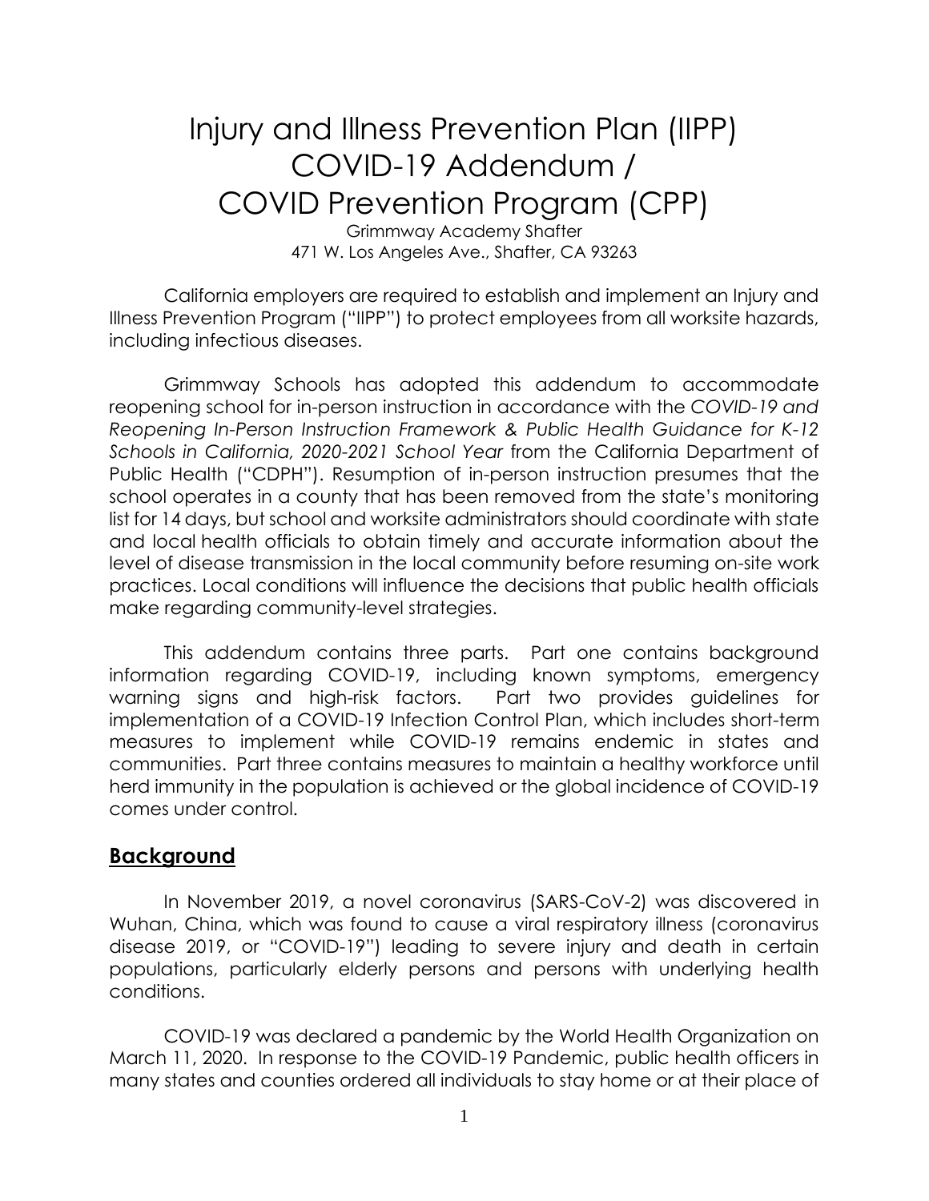# Injury and Illness Prevention Plan (IIPP) COVID-19 Addendum / COVID Prevention Program (CPP)

Grimmway Academy Shafter
471 W. Los Angeles Ave., Shafter, CA 93263

California employers are required to establish and implement an Injury and Illness Prevention Program ("IIPP") to protect employees from all worksite hazards, including infectious diseases.

Grimmway Schools has adopted this addendum to accommodate reopening school for in-person instruction in accordance with the *COVID-19 and Reopening In-Person Instruction Framework & Public Health Guidance for K-12 Schools in California, 2020-2021 School Year* from the California Department of Public Health ("CDPH"). Resumption of in-person instruction presumes that the school operates in a county that has been removed from the state's monitoring list for 14 days, but school and worksite administrators should coordinate with state and local health officials to obtain timely and accurate information about the level of disease transmission in the local community before resuming on-site work practices. Local conditions will influence the decisions that public health officials make regarding community-level strategies.

This addendum contains three parts. Part one contains background information regarding COVID-19, including known symptoms, emergency warning signs and high-risk factors. Part two provides guidelines for implementation of a COVID-19 Infection Control Plan, which includes short-term measures to implement while COVID-19 remains endemic in states and communities. Part three contains measures to maintain a healthy workforce until herd immunity in the population is achieved or the global incidence of COVID-19 comes under control.

## Background

In November 2019, a novel coronavirus (SARS-CoV-2) was discovered in Wuhan, China, which was found to cause a viral respiratory illness (coronavirus disease 2019, or "COVID-19") leading to severe injury and death in certain populations, particularly elderly persons and persons with underlying health conditions.

COVID-19 was declared a pandemic by the World Health Organization on March 11, 2020. In response to the COVID-19 Pandemic, public health officers in many states and counties ordered all individuals to stay home or at their place of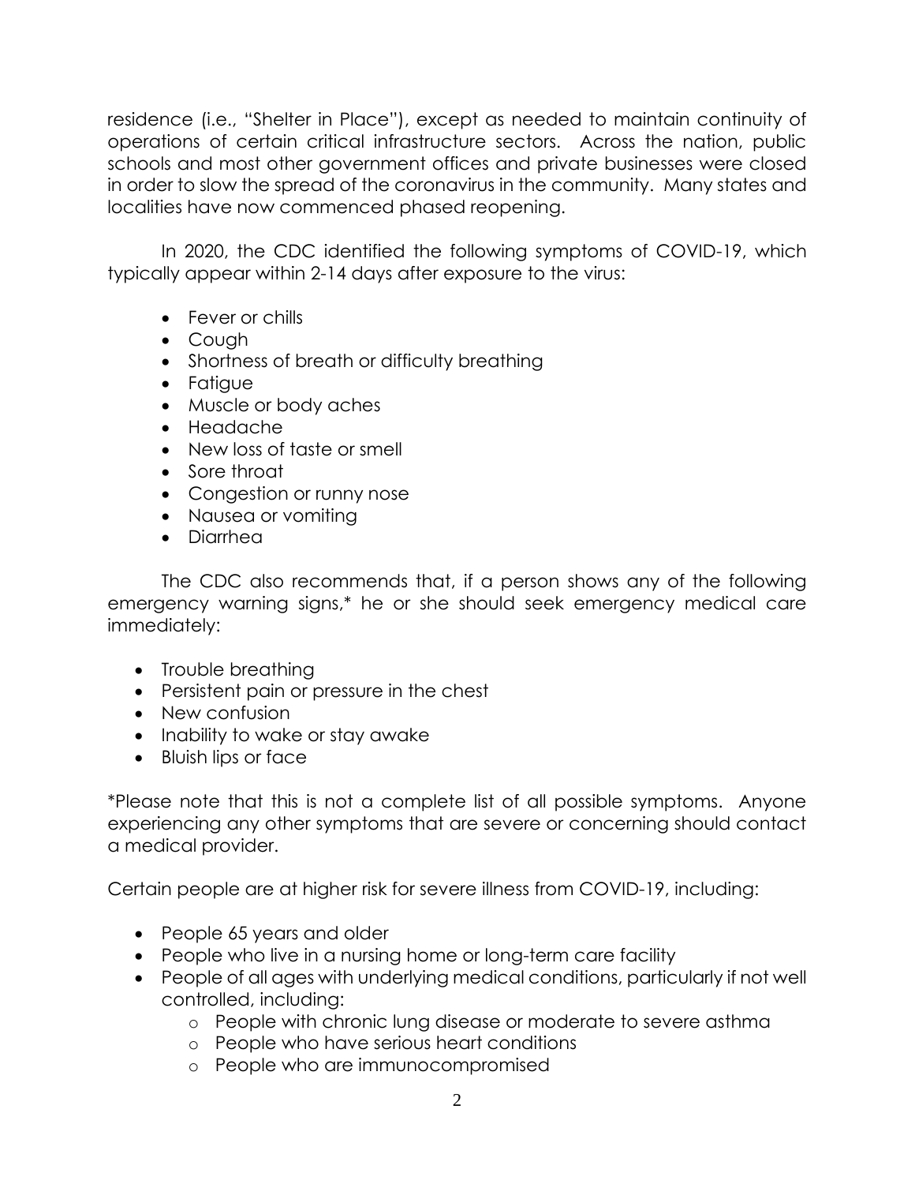residence (i.e., "Shelter in Place"), except as needed to maintain continuity of operations of certain critical infrastructure sectors. Across the nation, public schools and most other government offices and private businesses were closed in order to slow the spread of the coronavirus in the community. Many states and localities have now commenced phased reopening.

In 2020, the CDC identified the following symptoms of COVID-19, which typically appear within 2-14 days after exposure to the virus:

- Fever or chills
- Cough
- Shortness of breath or difficulty breathing
- Fatigue
- Muscle or body aches
- Headache
- New loss of taste or smell
- Sore throat
- Congestion or runny nose
- Nausea or vomiting
- Diarrhea

The CDC also recommends that, if a person shows any of the following emergency warning signs,* he or she should seek emergency medical care immediately:

- Trouble breathing
- Persistent pain or pressure in the chest
- New confusion
- Inability to wake or stay awake
- Bluish lips or face

*Please note that this is not a complete list of all possible symptoms. Anyone experiencing any other symptoms that are severe or concerning should contact a medical provider.

Certain people are at higher risk for severe illness from COVID-19, including:

- People 65 years and older
- People who live in a nursing home or long-term care facility
- People of all ages with underlying medical conditions, particularly if not well controlled, including:
  - People with chronic lung disease or moderate to severe asthma
  - People who have serious heart conditions
  - People who are immunocompromised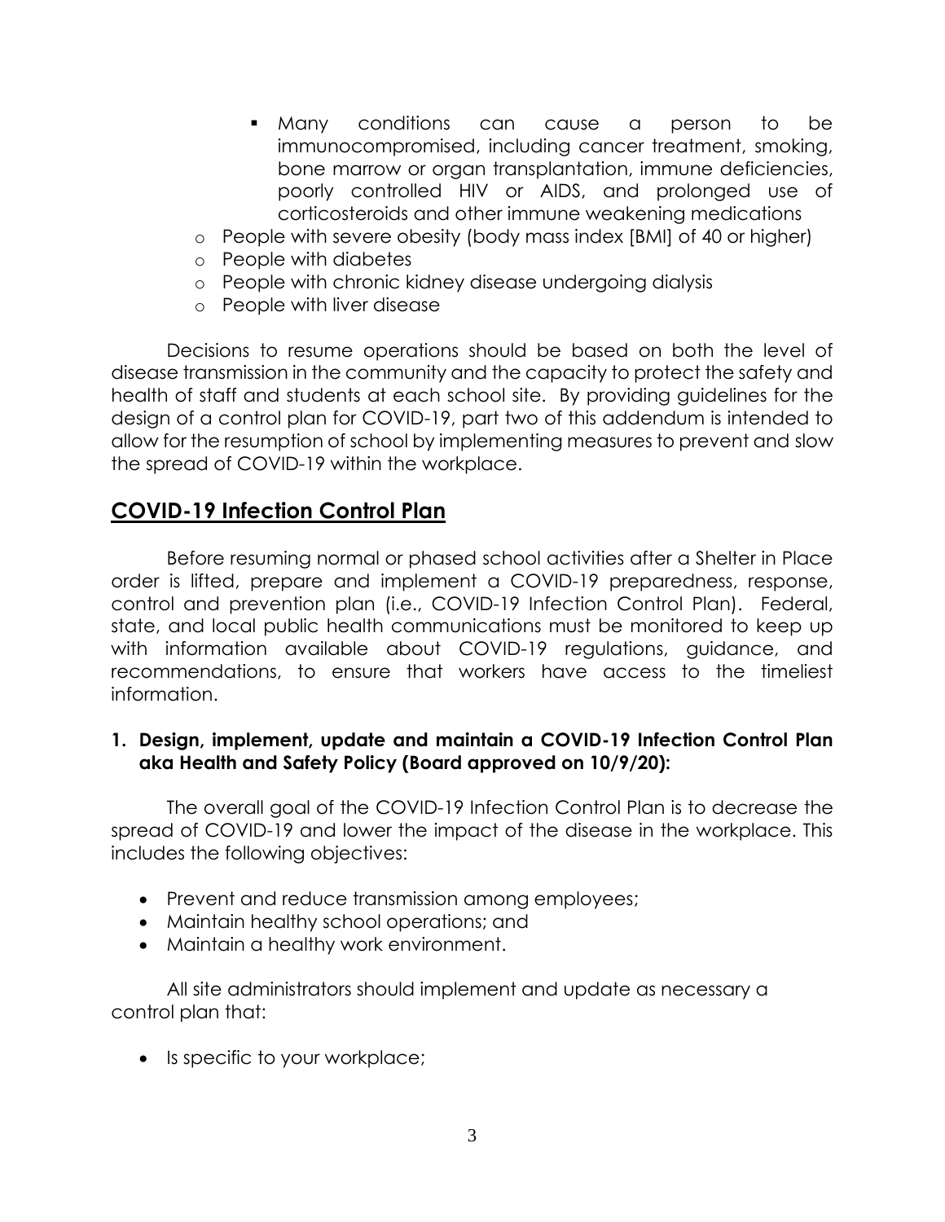- Many conditions can cause a person to be immunocompromised, including cancer treatment, smoking, bone marrow or organ transplantation, immune deficiencies, poorly controlled HIV or AIDS, and prolonged use of corticosteroids and other immune weakening medications
  - People with severe obesity (body mass index [BMI] of 40 or higher)
  - People with diabetes
  - People with chronic kidney disease undergoing dialysis
  - People with liver disease

Decisions to resume operations should be based on both the level of disease transmission in the community and the capacity to protect the safety and health of staff and students at each school site. By providing guidelines for the design of a control plan for COVID-19, part two of this addendum is intended to allow for the resumption of school by implementing measures to prevent and slow the spread of COVID-19 within the workplace.

## COVID-19 Infection Control Plan

Before resuming normal or phased school activities after a Shelter in Place order is lifted, prepare and implement a COVID-19 preparedness, response, control and prevention plan (i.e., COVID-19 Infection Control Plan). Federal, state, and local public health communications must be monitored to keep up with information available about COVID-19 regulations, guidance, and recommendations, to ensure that workers have access to the timeliest information.

**1. Design, implement, update and maintain a COVID-19 Infection Control Plan aka Health and Safety Policy (Board approved on 10/9/20):**

The overall goal of the COVID-19 Infection Control Plan is to decrease the spread of COVID-19 and lower the impact of the disease in the workplace. This includes the following objectives:

- Prevent and reduce transmission among employees;
- Maintain healthy school operations; and
- Maintain a healthy work environment.

All site administrators should implement and update as necessary a control plan that:

- Is specific to your workplace;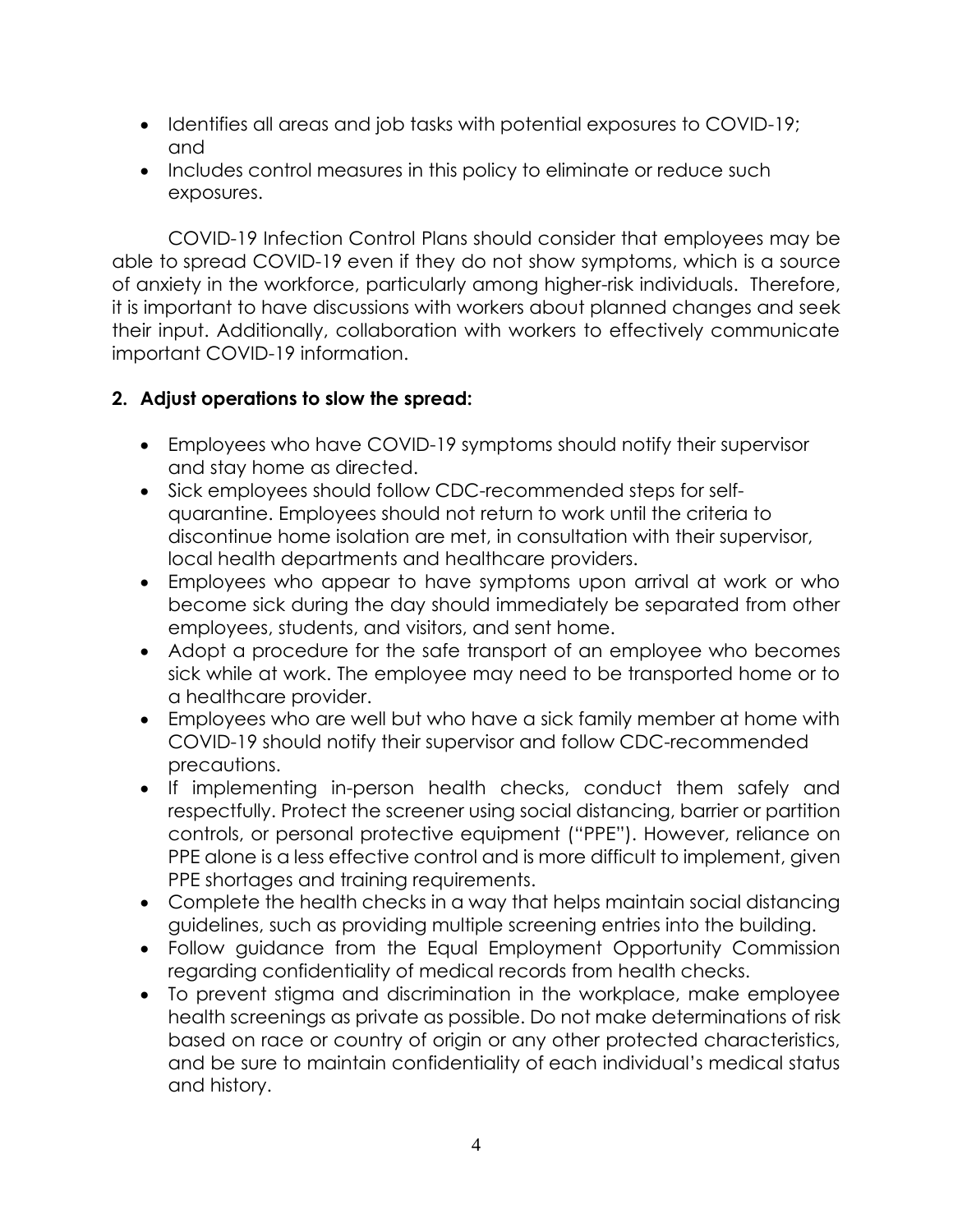- Identifies all areas and job tasks with potential exposures to COVID-19; and
- Includes control measures in this policy to eliminate or reduce such exposures.

COVID-19 Infection Control Plans should consider that employees may be able to spread COVID-19 even if they do not show symptoms, which is a source of anxiety in the workforce, particularly among higher-risk individuals. Therefore, it is important to have discussions with workers about planned changes and seek their input. Additionally, collaboration with workers to effectively communicate important COVID-19 information.

**2. Adjust operations to slow the spread:**

- Employees who have COVID-19 symptoms should notify their supervisor and stay home as directed.
- Sick employees should follow CDC-recommended steps for self-quarantine. Employees should not return to work until the criteria to discontinue home isolation are met, in consultation with their supervisor, local health departments and healthcare providers.
- Employees who appear to have symptoms upon arrival at work or who become sick during the day should immediately be separated from other employees, students, and visitors, and sent home.
- Adopt a procedure for the safe transport of an employee who becomes sick while at work. The employee may need to be transported home or to a healthcare provider.
- Employees who are well but who have a sick family member at home with COVID-19 should notify their supervisor and follow CDC-recommended precautions.
- If implementing in-person health checks, conduct them safely and respectfully. Protect the screener using social distancing, barrier or partition controls, or personal protective equipment ("PPE"). However, reliance on PPE alone is a less effective control and is more difficult to implement, given PPE shortages and training requirements.
- Complete the health checks in a way that helps maintain social distancing guidelines, such as providing multiple screening entries into the building.
- Follow guidance from the Equal Employment Opportunity Commission regarding confidentiality of medical records from health checks.
- To prevent stigma and discrimination in the workplace, make employee health screenings as private as possible. Do not make determinations of risk based on race or country of origin or any other protected characteristics, and be sure to maintain confidentiality of each individual's medical status and history.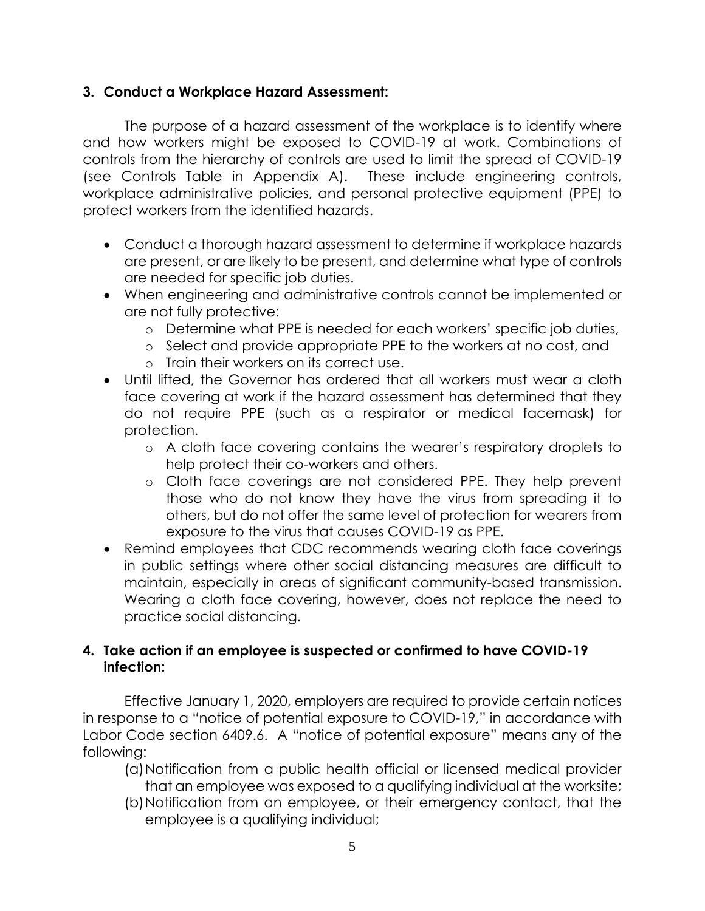### 3. Conduct a Workplace Hazard Assessment:

The purpose of a hazard assessment of the workplace is to identify where and how workers might be exposed to COVID-19 at work. Combinations of controls from the hierarchy of controls are used to limit the spread of COVID-19 (see Controls Table in Appendix A). These include engineering controls, workplace administrative policies, and personal protective equipment (PPE) to protect workers from the identified hazards.

- Conduct a thorough hazard assessment to determine if workplace hazards are present, or are likely to be present, and determine what type of controls are needed for specific job duties.
- When engineering and administrative controls cannot be implemented or are not fully protective:
  - Determine what PPE is needed for each workers' specific job duties,
  - Select and provide appropriate PPE to the workers at no cost, and
  - Train their workers on its correct use.
- Until lifted, the Governor has ordered that all workers must wear a cloth face covering at work if the hazard assessment has determined that they do not require PPE (such as a respirator or medical facemask) for protection.
  - A cloth face covering contains the wearer's respiratory droplets to help protect their co-workers and others.
  - Cloth face coverings are not considered PPE. They help prevent those who do not know they have the virus from spreading it to others, but do not offer the same level of protection for wearers from exposure to the virus that causes COVID-19 as PPE.
- Remind employees that CDC recommends wearing cloth face coverings in public settings where other social distancing measures are difficult to maintain, especially in areas of significant community-based transmission. Wearing a cloth face covering, however, does not replace the need to practice social distancing.

### 4. Take action if an employee is suspected or confirmed to have COVID-19 infection:

Effective January 1, 2020, employers are required to provide certain notices in response to a "notice of potential exposure to COVID-19," in accordance with Labor Code section 6409.6. A "notice of potential exposure" means any of the following:

(a) Notification from a public health official or licensed medical provider that an employee was exposed to a qualifying individual at the worksite;

(b) Notification from an employee, or their emergency contact, that the employee is a qualifying individual;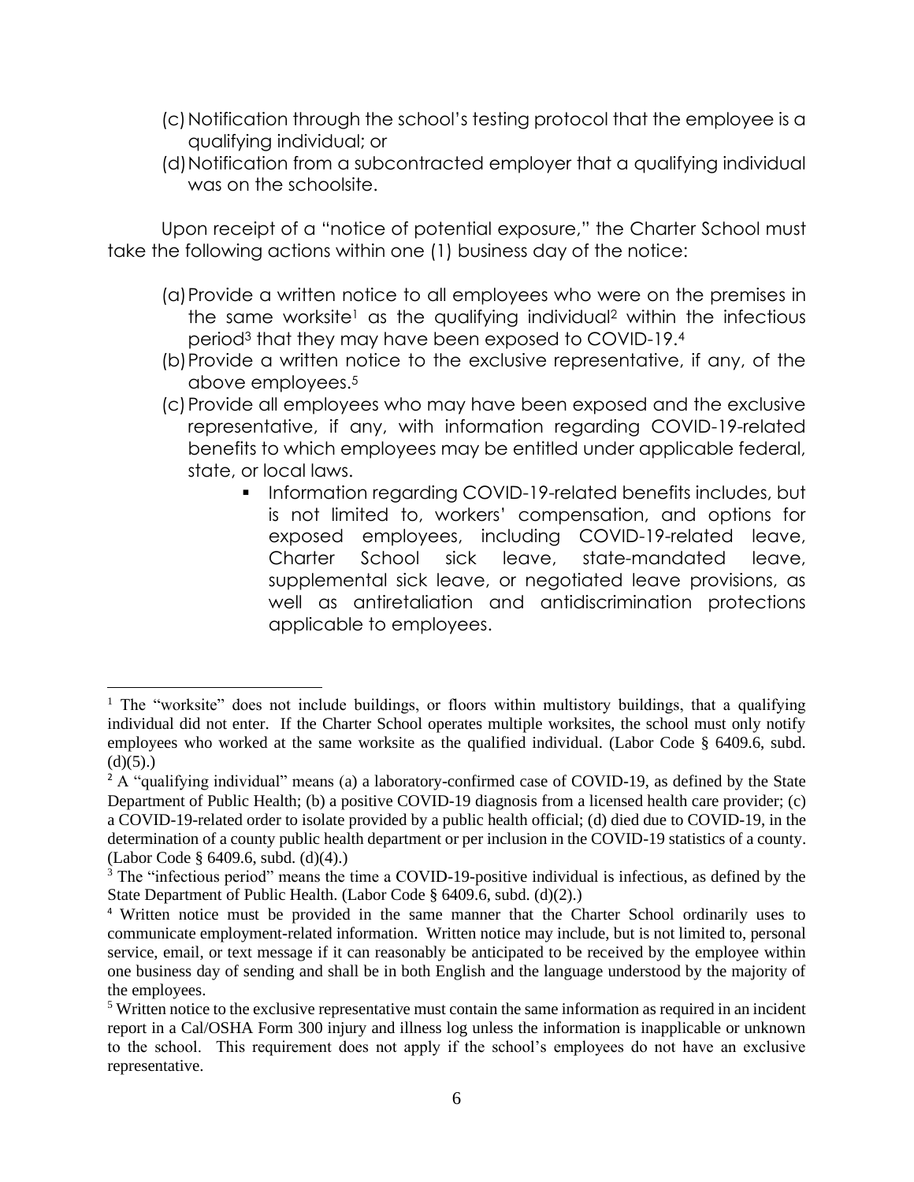(c) Notification through the school's testing protocol that the employee is a qualifying individual; or

(d) Notification from a subcontracted employer that a qualifying individual was on the schoolsite.

Upon receipt of a "notice of potential exposure," the Charter School must take the following actions within one (1) business day of the notice:

(a) Provide a written notice to all employees who were on the premises in the same worksite[1] as the qualifying individual[2] within the infectious period[3] that they may have been exposed to COVID-19.[4]

(b) Provide a written notice to the exclusive representative, if any, of the above employees.[5]

(c) Provide all employees who may have been exposed and the exclusive representative, if any, with information regarding COVID-19-related benefits to which employees may be entitled under applicable federal, state, or local laws.

- Information regarding COVID-19-related benefits includes, but is not limited to, workers' compensation, and options for exposed employees, including COVID-19-related leave, Charter School sick leave, state-mandated leave, supplemental sick leave, or negotiated leave provisions, as well as antiretaliation and antidiscrimination protections applicable to employees.

---

[1] The "worksite" does not include buildings, or floors within multistory buildings, that a qualifying individual did not enter. If the Charter School operates multiple worksites, the school must only notify employees who worked at the same worksite as the qualified individual. (Labor Code § 6409.6, subd. (d)(5).)

[2] A "qualifying individual" means (a) a laboratory-confirmed case of COVID-19, as defined by the State Department of Public Health; (b) a positive COVID-19 diagnosis from a licensed health care provider; (c) a COVID-19-related order to isolate provided by a public health official; (d) died due to COVID-19, in the determination of a county public health department or per inclusion in the COVID-19 statistics of a county. (Labor Code § 6409.6, subd. (d)(4).)

[3] The "infectious period" means the time a COVID-19-positive individual is infectious, as defined by the State Department of Public Health. (Labor Code § 6409.6, subd. (d)(2).)

[4] Written notice must be provided in the same manner that the Charter School ordinarily uses to communicate employment-related information. Written notice may include, but is not limited to, personal service, email, or text message if it can reasonably be anticipated to be received by the employee within one business day of sending and shall be in both English and the language understood by the majority of the employees.

[5] Written notice to the exclusive representative must contain the same information as required in an incident report in a Cal/OSHA Form 300 injury and illness log unless the information is inapplicable or unknown to the school. This requirement does not apply if the school's employees do not have an exclusive representative.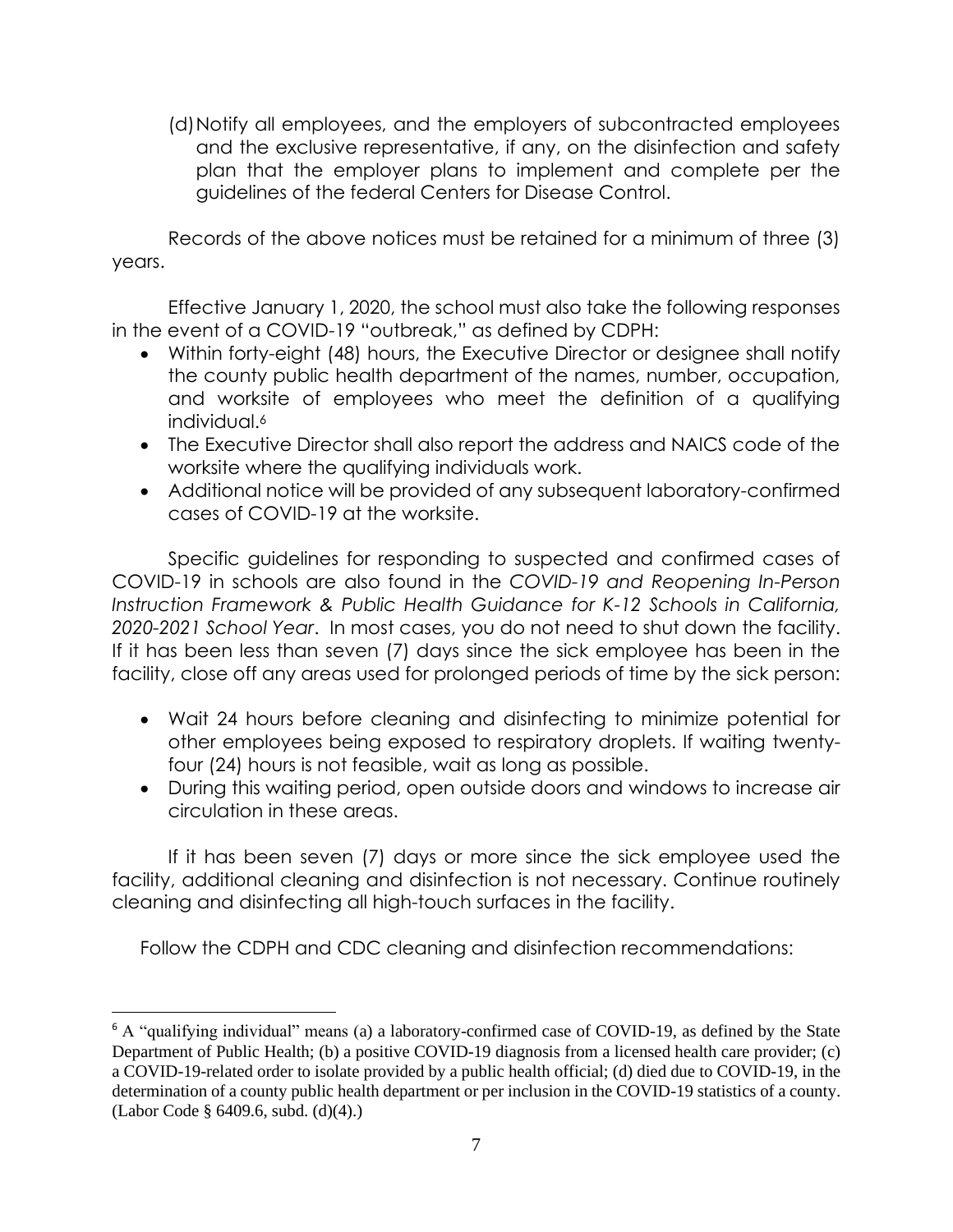(d) Notify all employees, and the employers of subcontracted employees and the exclusive representative, if any, on the disinfection and safety plan that the employer plans to implement and complete per the guidelines of the federal Centers for Disease Control.

Records of the above notices must be retained for a minimum of three (3) years.

Effective January 1, 2020, the school must also take the following responses in the event of a COVID-19 "outbreak," as defined by CDPH:

- Within forty-eight (48) hours, the Executive Director or designee shall notify the county public health department of the names, number, occupation, and worksite of employees who meet the definition of a qualifying individual.[6]
- The Executive Director shall also report the address and NAICS code of the worksite where the qualifying individuals work.
- Additional notice will be provided of any subsequent laboratory-confirmed cases of COVID-19 at the worksite.

Specific guidelines for responding to suspected and confirmed cases of COVID-19 in schools are also found in the *COVID-19 and Reopening In-Person Instruction Framework & Public Health Guidance for K-12 Schools in California, 2020-2021 School Year*. In most cases, you do not need to shut down the facility. If it has been less than seven (7) days since the sick employee has been in the facility, close off any areas used for prolonged periods of time by the sick person:

- Wait 24 hours before cleaning and disinfecting to minimize potential for other employees being exposed to respiratory droplets. If waiting twenty-four (24) hours is not feasible, wait as long as possible.
- During this waiting period, open outside doors and windows to increase air circulation in these areas.

If it has been seven (7) days or more since the sick employee used the facility, additional cleaning and disinfection is not necessary. Continue routinely cleaning and disinfecting all high-touch surfaces in the facility.

Follow the CDPH and CDC cleaning and disinfection recommendations:

---

[6] A "qualifying individual" means (a) a laboratory-confirmed case of COVID-19, as defined by the State Department of Public Health; (b) a positive COVID-19 diagnosis from a licensed health care provider; (c) a COVID-19-related order to isolate provided by a public health official; (d) died due to COVID-19, in the determination of a county public health department or per inclusion in the COVID-19 statistics of a county. (Labor Code § 6409.6, subd. (d)(4).)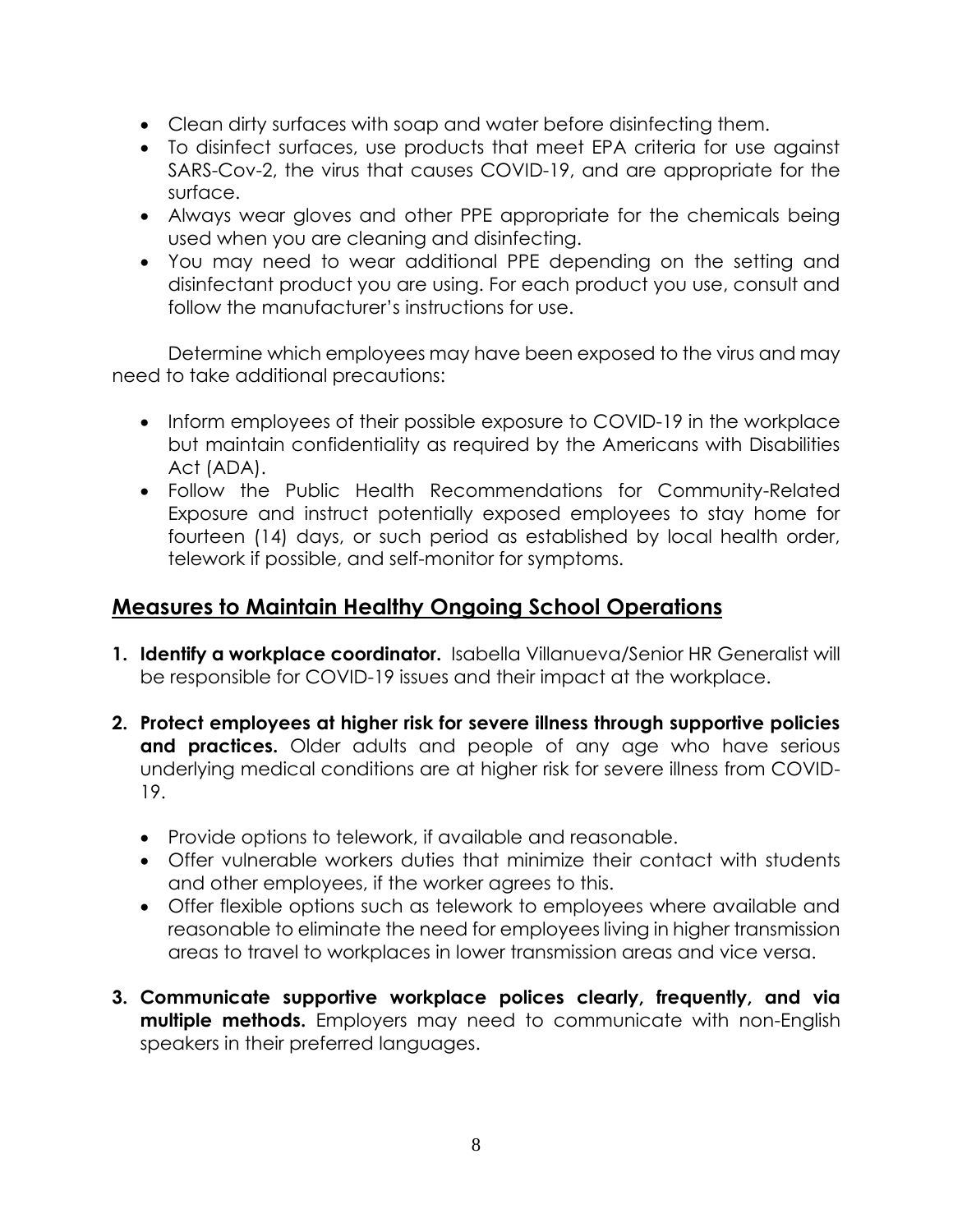- Clean dirty surfaces with soap and water before disinfecting them.
- To disinfect surfaces, use products that meet EPA criteria for use against SARS-Cov-2, the virus that causes COVID-19, and are appropriate for the surface.
- Always wear gloves and other PPE appropriate for the chemicals being used when you are cleaning and disinfecting.
- You may need to wear additional PPE depending on the setting and disinfectant product you are using. For each product you use, consult and follow the manufacturer's instructions for use.

Determine which employees may have been exposed to the virus and may need to take additional precautions:

- Inform employees of their possible exposure to COVID-19 in the workplace but maintain confidentiality as required by the Americans with Disabilities Act (ADA).
- Follow the Public Health Recommendations for Community-Related Exposure and instruct potentially exposed employees to stay home for fourteen (14) days, or such period as established by local health order, telework if possible, and self-monitor for symptoms.

## Measures to Maintain Healthy Ongoing School Operations

1. **Identify a workplace coordinator.** Isabella Villanueva/Senior HR Generalist will be responsible for COVID-19 issues and their impact at the workplace.

2. **Protect employees at higher risk for severe illness through supportive policies and practices.** Older adults and people of any age who have serious underlying medical conditions are at higher risk for severe illness from COVID-19.

   - Provide options to telework, if available and reasonable.
   - Offer vulnerable workers duties that minimize their contact with students and other employees, if the worker agrees to this.
   - Offer flexible options such as telework to employees where available and reasonable to eliminate the need for employees living in higher transmission areas to travel to workplaces in lower transmission areas and vice versa.

3. **Communicate supportive workplace polices clearly, frequently, and via multiple methods.** Employers may need to communicate with non-English speakers in their preferred languages.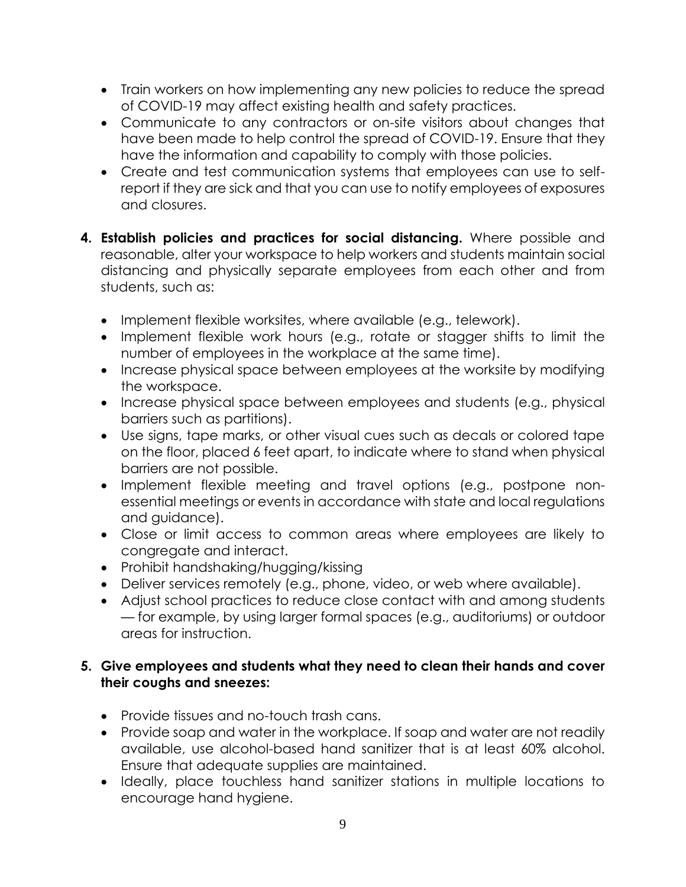- Train workers on how implementing any new policies to reduce the spread of COVID-19 may affect existing health and safety practices.
- Communicate to any contractors or on-site visitors about changes that have been made to help control the spread of COVID-19. Ensure that they have the information and capability to comply with those policies.
- Create and test communication systems that employees can use to self-report if they are sick and that you can use to notify employees of exposures and closures.

4. **Establish policies and practices for social distancing.** Where possible and reasonable, alter your workspace to help workers and students maintain social distancing and physically separate employees from each other and from students, such as:

   - Implement flexible worksites, where available (e.g., telework).
   - Implement flexible work hours (e.g., rotate or stagger shifts to limit the number of employees in the workplace at the same time).
   - Increase physical space between employees at the worksite by modifying the workspace.
   - Increase physical space between employees and students (e.g., physical barriers such as partitions).
   - Use signs, tape marks, or other visual cues such as decals or colored tape on the floor, placed 6 feet apart, to indicate where to stand when physical barriers are not possible.
   - Implement flexible meeting and travel options (e.g., postpone non-essential meetings or events in accordance with state and local regulations and guidance).
   - Close or limit access to common areas where employees are likely to congregate and interact.
   - Prohibit handshaking/hugging/kissing
   - Deliver services remotely (e.g., phone, video, or web where available).
   - Adjust school practices to reduce close contact with and among students — for example, by using larger formal spaces (e.g., auditoriums) or outdoor areas for instruction.

5. **Give employees and students what they need to clean their hands and cover their coughs and sneezes:**

   - Provide tissues and no-touch trash cans.
   - Provide soap and water in the workplace. If soap and water are not readily available, use alcohol-based hand sanitizer that is at least 60% alcohol. Ensure that adequate supplies are maintained.
   - Ideally, place touchless hand sanitizer stations in multiple locations to encourage hand hygiene.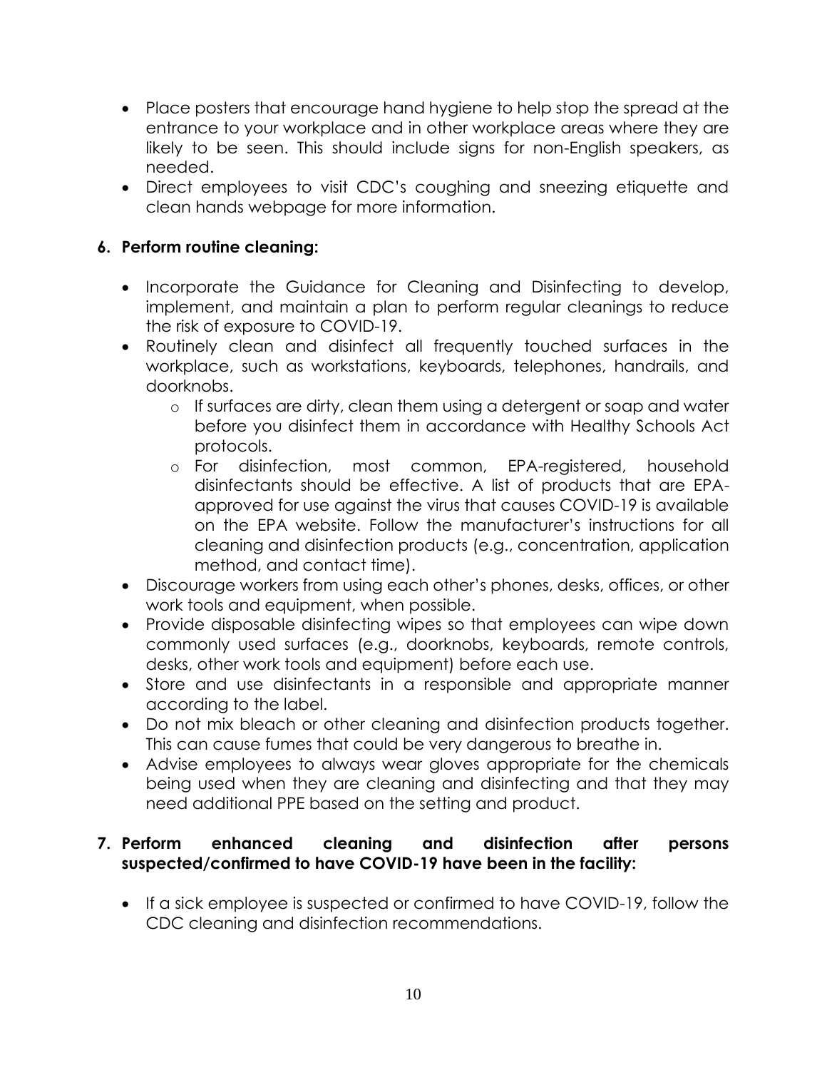- Place posters that encourage hand hygiene to help stop the spread at the entrance to your workplace and in other workplace areas where they are likely to be seen. This should include signs for non-English speakers, as needed.
- Direct employees to visit CDC's coughing and sneezing etiquette and clean hands webpage for more information.

**6. Perform routine cleaning:**

- Incorporate the Guidance for Cleaning and Disinfecting to develop, implement, and maintain a plan to perform regular cleanings to reduce the risk of exposure to COVID-19.
- Routinely clean and disinfect all frequently touched surfaces in the workplace, such as workstations, keyboards, telephones, handrails, and doorknobs.
    - If surfaces are dirty, clean them using a detergent or soap and water before you disinfect them in accordance with Healthy Schools Act protocols.
    - For disinfection, most common, EPA-registered, household disinfectants should be effective. A list of products that are EPA-approved for use against the virus that causes COVID-19 is available on the EPA website. Follow the manufacturer's instructions for all cleaning and disinfection products (e.g., concentration, application method, and contact time).
- Discourage workers from using each other's phones, desks, offices, or other work tools and equipment, when possible.
- Provide disposable disinfecting wipes so that employees can wipe down commonly used surfaces (e.g., doorknobs, keyboards, remote controls, desks, other work tools and equipment) before each use.
- Store and use disinfectants in a responsible and appropriate manner according to the label.
- Do not mix bleach or other cleaning and disinfection products together. This can cause fumes that could be very dangerous to breathe in.
- Advise employees to always wear gloves appropriate for the chemicals being used when they are cleaning and disinfecting and that they may need additional PPE based on the setting and product.

**7. Perform enhanced cleaning and disinfection after persons suspected/confirmed to have COVID-19 have been in the facility:**

- If a sick employee is suspected or confirmed to have COVID-19, follow the CDC cleaning and disinfection recommendations.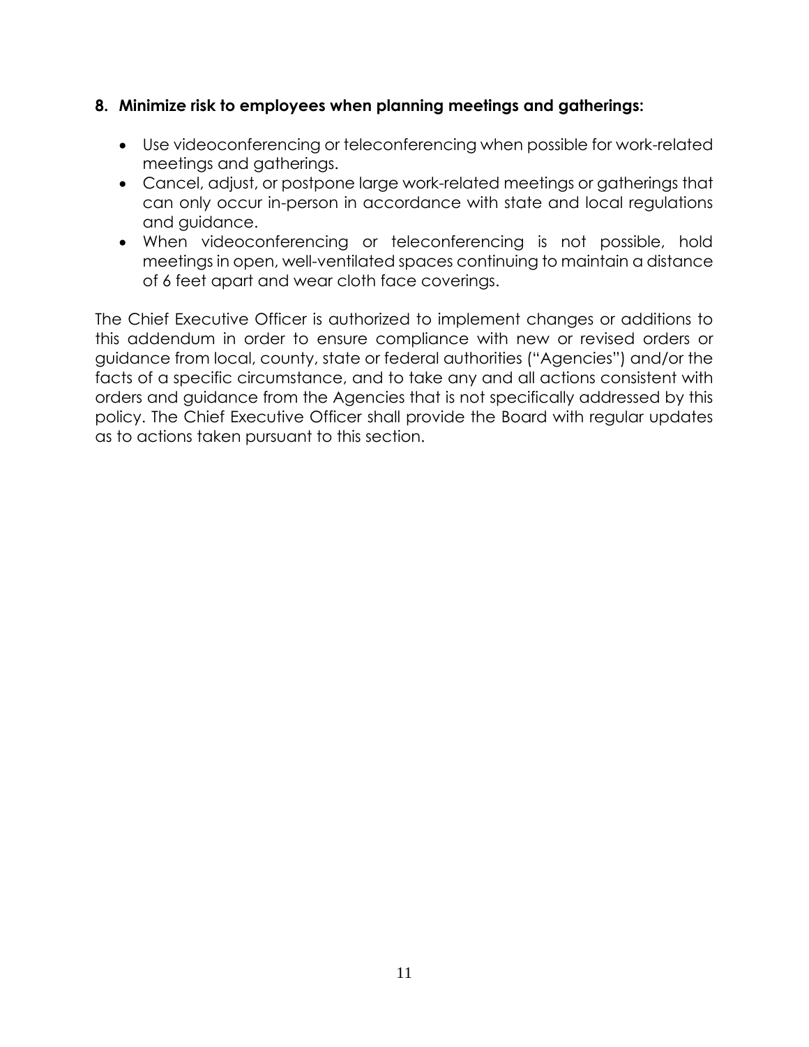**8. Minimize risk to employees when planning meetings and gatherings:**

- Use videoconferencing or teleconferencing when possible for work-related meetings and gatherings.
- Cancel, adjust, or postpone large work-related meetings or gatherings that can only occur in-person in accordance with state and local regulations and guidance.
- When videoconferencing or teleconferencing is not possible, hold meetings in open, well-ventilated spaces continuing to maintain a distance of 6 feet apart and wear cloth face coverings.

The Chief Executive Officer is authorized to implement changes or additions to this addendum in order to ensure compliance with new or revised orders or guidance from local, county, state or federal authorities ("Agencies") and/or the facts of a specific circumstance, and to take any and all actions consistent with orders and guidance from the Agencies that is not specifically addressed by this policy. The Chief Executive Officer shall provide the Board with regular updates as to actions taken pursuant to this section.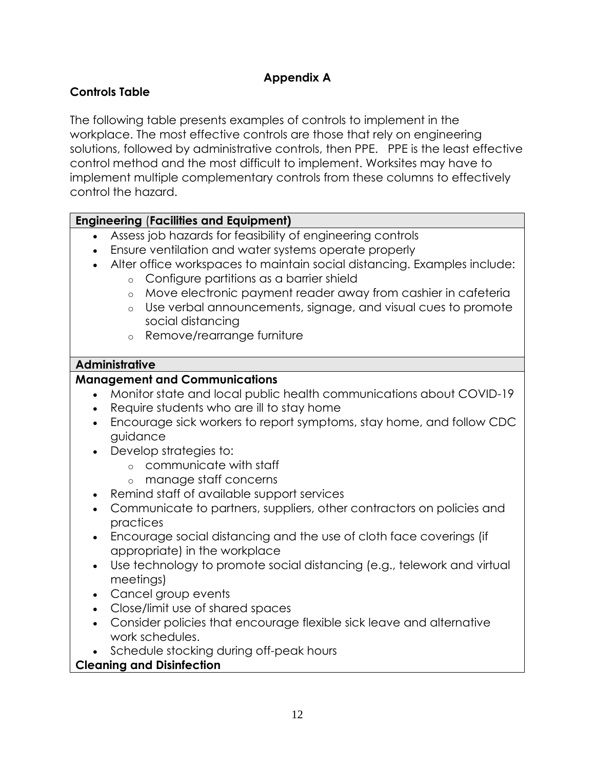# Appendix A

## Controls Table

The following table presents examples of controls to implement in the workplace. The most effective controls are those that rely on engineering solutions, followed by administrative controls, then PPE. PPE is the least effective control method and the most difficult to implement. Worksites may have to implement multiple complementary controls from these columns to effectively control the hazard.

| **Engineering (Facilities and Equipment)** |
| --- |
| • Assess job hazards for feasibility of engineering controls<br>• Ensure ventilation and water systems operate properly<br>• Alter office workspaces to maintain social distancing. Examples include:<br>&nbsp;&nbsp;&nbsp;&nbsp;○ Configure partitions as a barrier shield<br>&nbsp;&nbsp;&nbsp;&nbsp;○ Move electronic payment reader away from cashier in cafeteria<br>&nbsp;&nbsp;&nbsp;&nbsp;○ Use verbal announcements, signage, and visual cues to promote social distancing<br>&nbsp;&nbsp;&nbsp;&nbsp;○ Remove/rearrange furniture |
| **Administrative** |
| **Management and Communications**<br>• Monitor state and local public health communications about COVID-19<br>• Require students who are ill to stay home<br>• Encourage sick workers to report symptoms, stay home, and follow CDC guidance<br>• Develop strategies to:<br>&nbsp;&nbsp;&nbsp;&nbsp;○ communicate with staff<br>&nbsp;&nbsp;&nbsp;&nbsp;○ manage staff concerns<br>• Remind staff of available support services<br>• Communicate to partners, suppliers, other contractors on policies and practices<br>• Encourage social distancing and the use of cloth face coverings (if appropriate) in the workplace<br>• Use technology to promote social distancing (e.g., telework and virtual meetings)<br>• Cancel group events<br>• Close/limit use of shared spaces<br>• Consider policies that encourage flexible sick leave and alternative work schedules.<br>• Schedule stocking during off-peak hours<br>**Cleaning and Disinfection** |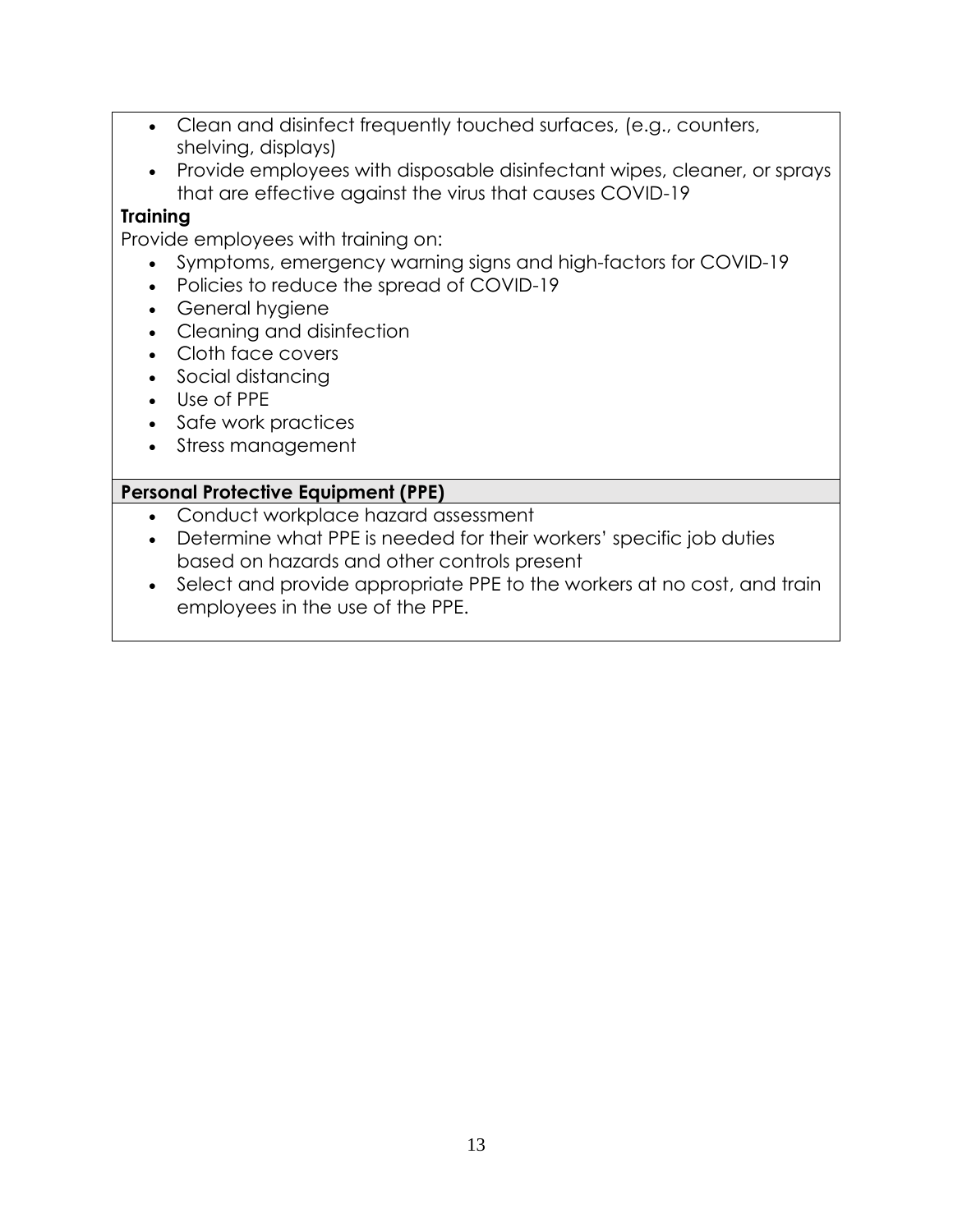- Clean and disinfect frequently touched surfaces, (e.g., counters, shelving, displays)
- Provide employees with disposable disinfectant wipes, cleaner, or sprays that are effective against the virus that causes COVID-19

**Training**

Provide employees with training on:

- Symptoms, emergency warning signs and high-factors for COVID-19
- Policies to reduce the spread of COVID-19
- General hygiene
- Cleaning and disinfection
- Cloth face covers
- Social distancing
- Use of PPE
- Safe work practices
- Stress management

**Personal Protective Equipment (PPE)**

- Conduct workplace hazard assessment
- Determine what PPE is needed for their workers' specific job duties based on hazards and other controls present
- Select and provide appropriate PPE to the workers at no cost, and train employees in the use of the PPE.